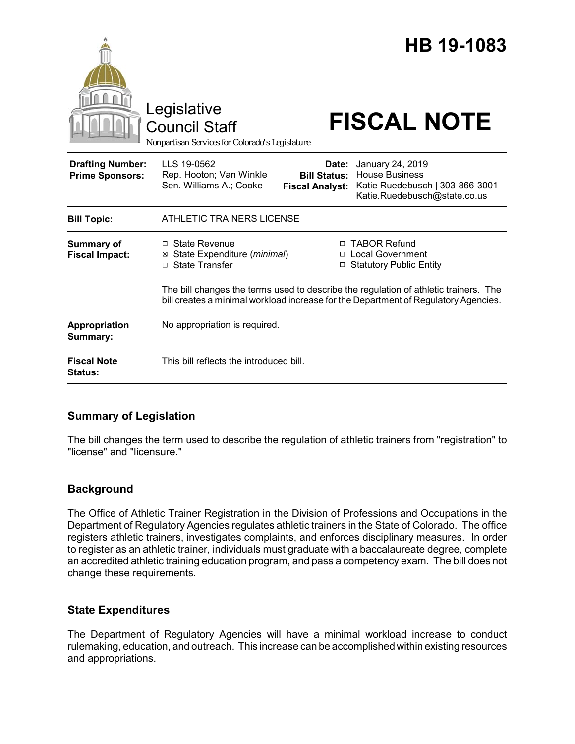# HB 19-1083

Legislative Council Staff
Nonpartisan Services for Colorado's Legislature

# FISCAL NOTE

| | | | |
|---|---|---|---|
| **Drafting Number:** | LLS 19-0562 | **Date:** | January 24, 2019 |
| **Prime Sponsors:** | Rep. Hooton; Van Winkle<br>Sen. Williams A.; Cooke | **Bill Status:** | House Business |
| | | **Fiscal Analyst:** | Katie Ruedebusch \| 303-866-3001<br>Katie.Ruedebusch@state.co.us |

| | |
|---|---|
| **Bill Topic:** | ATHLETIC TRAINERS LICENSE |
| **Summary of Fiscal Impact:** | ☐ State Revenue<br>☒ State Expenditure (*minimal*)<br>☐ State Transfer<br>☐ TABOR Refund<br>☐ Local Government<br>☐ Statutory Public Entity<br><br>The bill changes the terms used to describe the regulation of athletic trainers. The bill creates a minimal workload increase for the Department of Regulatory Agencies. |
| **Appropriation Summary:** | No appropriation is required. |
| **Fiscal Note Status:** | This bill reflects the introduced bill. |

## Summary of Legislation

The bill changes the term used to describe the regulation of athletic trainers from "registration" to "license" and "licensure."

## Background

The Office of Athletic Trainer Registration in the Division of Professions and Occupations in the Department of Regulatory Agencies regulates athletic trainers in the State of Colorado. The office registers athletic trainers, investigates complaints, and enforces disciplinary measures. In order to register as an athletic trainer, individuals must graduate with a baccalaureate degree, complete an accredited athletic training education program, and pass a competency exam. The bill does not change these requirements.

## State Expenditures

The Department of Regulatory Agencies will have a minimal workload increase to conduct rulemaking, education, and outreach. This increase can be accomplished within existing resources and appropriations.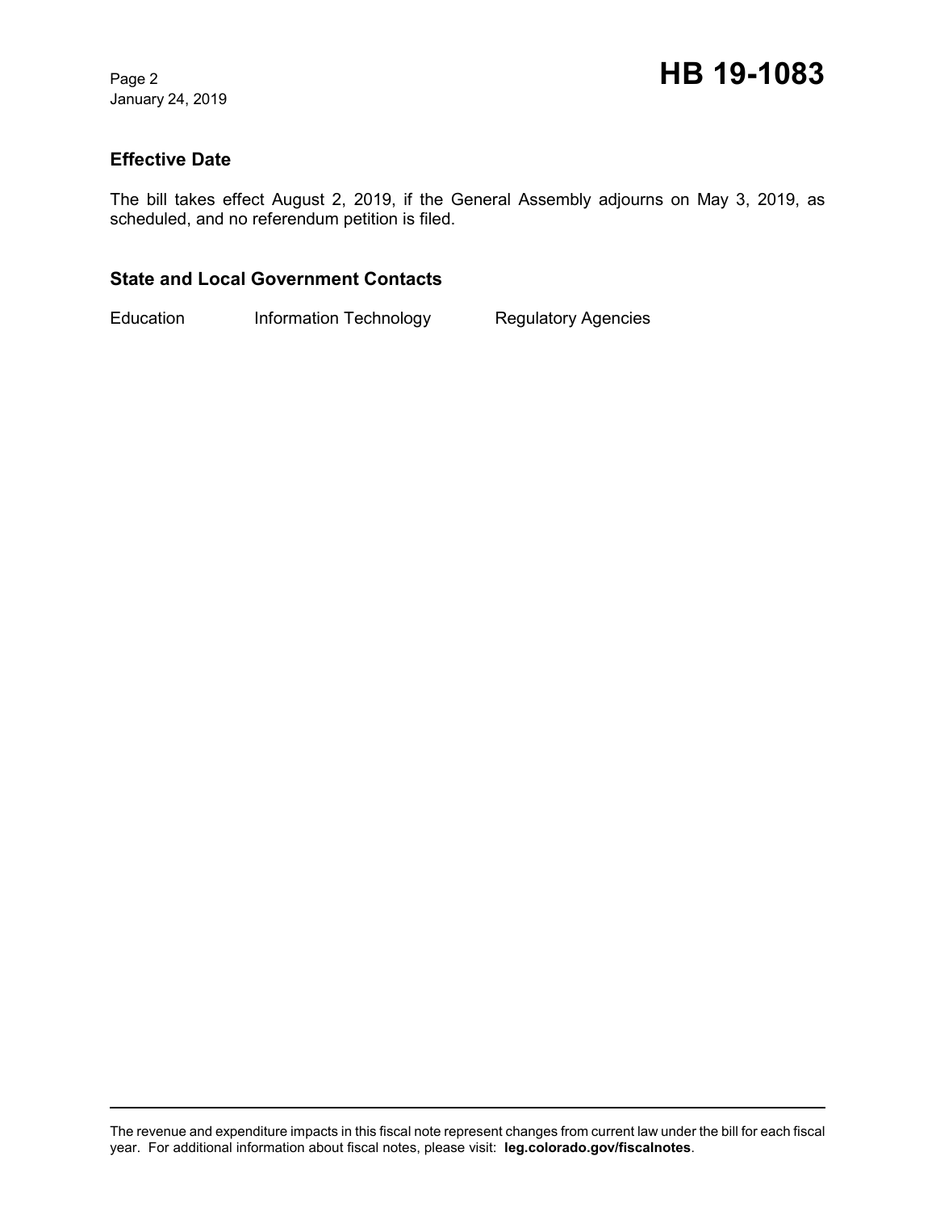## Effective Date

The bill takes effect August 2, 2019, if the General Assembly adjourns on May 3, 2019, as scheduled, and no referendum petition is filed.

## State and Local Government Contacts

Education　　Information Technology　　Regulatory Agencies

The revenue and expenditure impacts in this fiscal note represent changes from current law under the bill for each fiscal year. For additional information about fiscal notes, please visit: **leg.colorado.gov/fiscalnotes**.